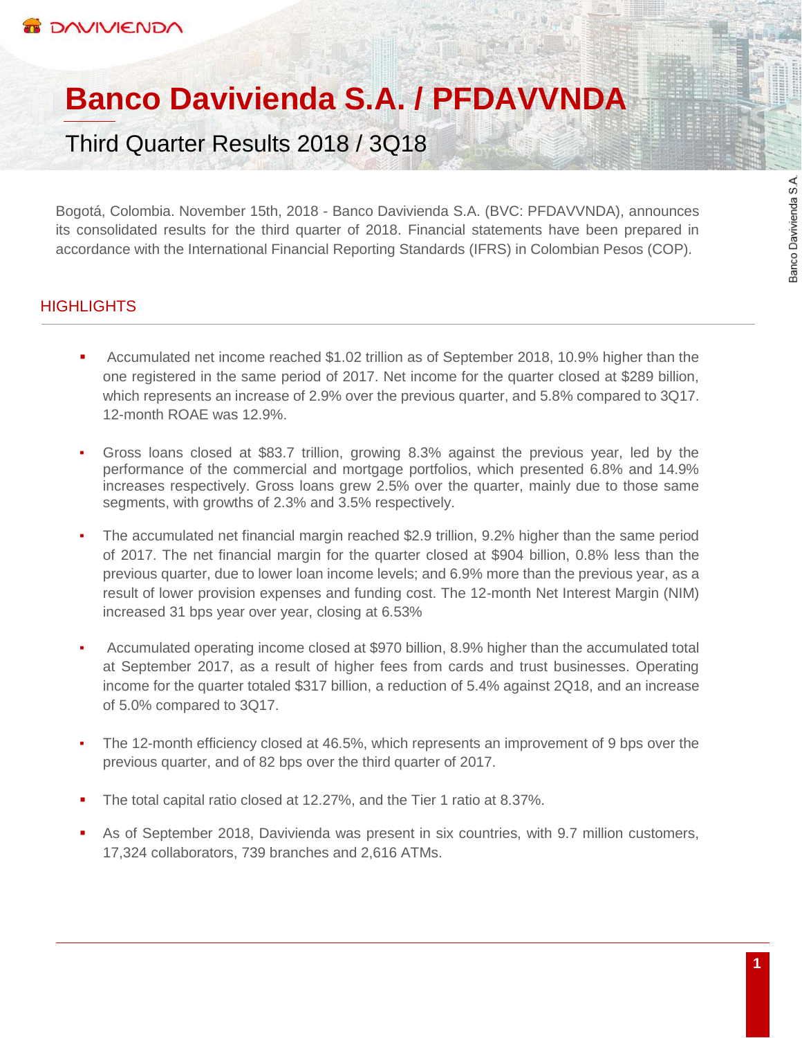# Banco Davivienda S.A. / PFDAVVNDA

## Third Quarter Results 2018 / 3Q18

Bogotá, Colombia. November 15th, 2018 - Banco Davivienda S.A. (BVC: PFDAVVNDA), announces its consolidated results for the third quarter of 2018. Financial statements have been prepared in accordance with the International Financial Reporting Standards (IFRS) in Colombian Pesos (COP).

## HIGHLIGHTS

- Accumulated net income reached $1.02 trillion as of September 2018, 10.9% higher than the one registered in the same period of 2017. Net income for the quarter closed at $289 billion, which represents an increase of 2.9% over the previous quarter, and 5.8% compared to 3Q17. 12-month ROAE was 12.9%.

- Gross loans closed at $83.7 trillion, growing 8.3% against the previous year, led by the performance of the commercial and mortgage portfolios, which presented 6.8% and 14.9% increases respectively. Gross loans grew 2.5% over the quarter, mainly due to those same segments, with growths of 2.3% and 3.5% respectively.

- The accumulated net financial margin reached $2.9 trillion, 9.2% higher than the same period of 2017. The net financial margin for the quarter closed at $904 billion, 0.8% less than the previous quarter, due to lower loan income levels; and 6.9% more than the previous year, as a result of lower provision expenses and funding cost. The 12-month Net Interest Margin (NIM) increased 31 bps year over year, closing at 6.53%

- Accumulated operating income closed at $970 billion, 8.9% higher than the accumulated total at September 2017, as a result of higher fees from cards and trust businesses. Operating income for the quarter totaled $317 billion, a reduction of 5.4% against 2Q18, and an increase of 5.0% compared to 3Q17.

- The 12-month efficiency closed at 46.5%, which represents an improvement of 9 bps over the previous quarter, and of 82 bps over the third quarter of 2017.

- The total capital ratio closed at 12.27%, and the Tier 1 ratio at 8.37%.

- As of September 2018, Davivienda was present in six countries, with 9.7 million customers, 17,324 collaborators, 739 branches and 2,616 ATMs.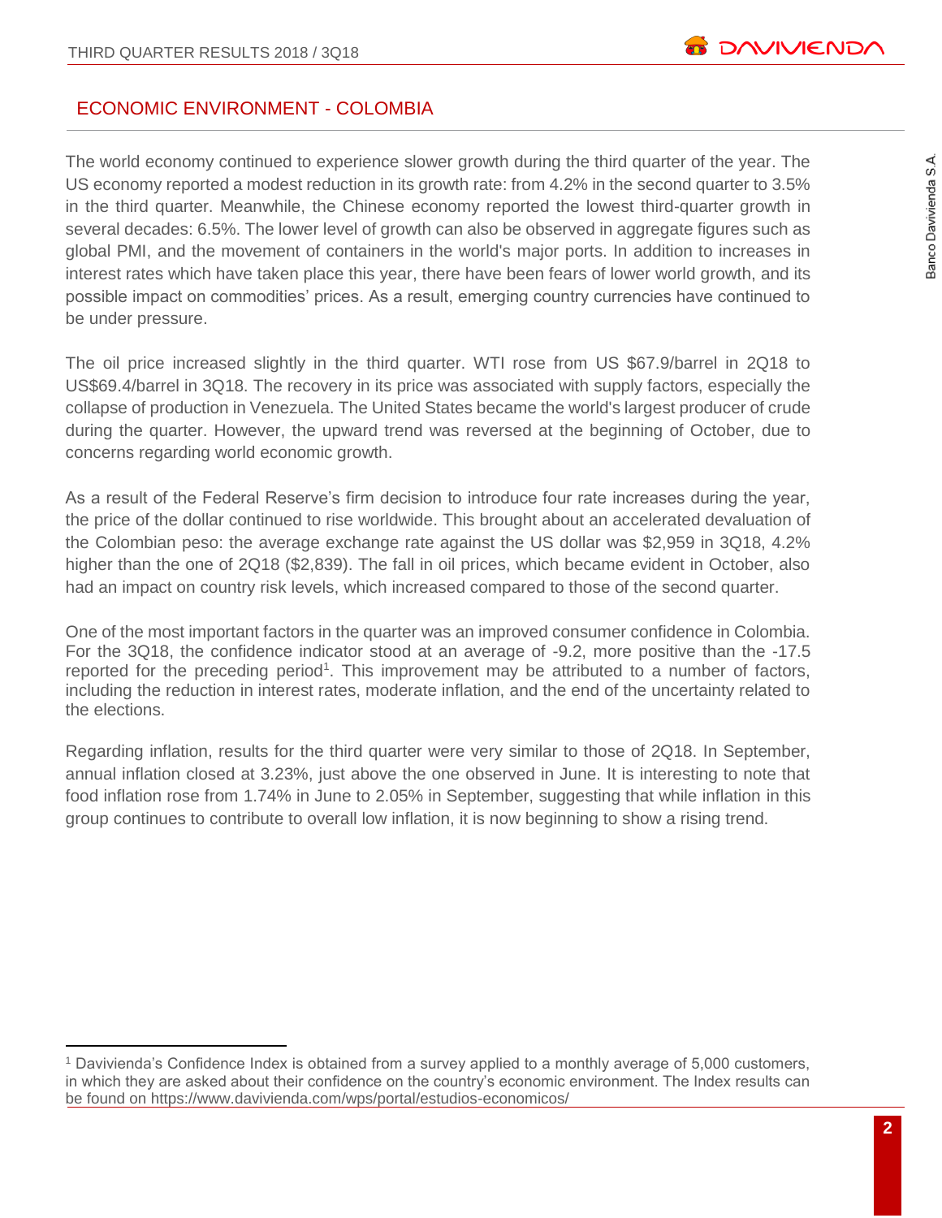## ECONOMIC ENVIRONMENT - COLOMBIA

The world economy continued to experience slower growth during the third quarter of the year. The US economy reported a modest reduction in its growth rate: from 4.2% in the second quarter to 3.5% in the third quarter. Meanwhile, the Chinese economy reported the lowest third-quarter growth in several decades: 6.5%. The lower level of growth can also be observed in aggregate figures such as global PMI, and the movement of containers in the world's major ports. In addition to increases in interest rates which have taken place this year, there have been fears of lower world growth, and its possible impact on commodities' prices. As a result, emerging country currencies have continued to be under pressure.

The oil price increased slightly in the third quarter. WTI rose from US $67.9/barrel in 2Q18 to US$69.4/barrel in 3Q18. The recovery in its price was associated with supply factors, especially the collapse of production in Venezuela. The United States became the world's largest producer of crude during the quarter. However, the upward trend was reversed at the beginning of October, due to concerns regarding world economic growth.

As a result of the Federal Reserve's firm decision to introduce four rate increases during the year, the price of the dollar continued to rise worldwide. This brought about an accelerated devaluation of the Colombian peso: the average exchange rate against the US dollar was $2,959 in 3Q18, 4.2% higher than the one of 2Q18 ($2,839). The fall in oil prices, which became evident in October, also had an impact on country risk levels, which increased compared to those of the second quarter.

One of the most important factors in the quarter was an improved consumer confidence in Colombia. For the 3Q18, the confidence indicator stood at an average of -9.2, more positive than the -17.5 reported for the preceding period[1]. This improvement may be attributed to a number of factors, including the reduction in interest rates, moderate inflation, and the end of the uncertainty related to the elections.

Regarding inflation, results for the third quarter were very similar to those of 2Q18. In September, annual inflation closed at 3.23%, just above the one observed in June. It is interesting to note that food inflation rose from 1.74% in June to 2.05% in September, suggesting that while inflation in this group continues to contribute to overall low inflation, it is now beginning to show a rising trend.

[1] Davivienda's Confidence Index is obtained from a survey applied to a monthly average of 5,000 customers, in which they are asked about their confidence on the country's economic environment. The Index results can be found on https://www.davivienda.com/wps/portal/estudios-economicos/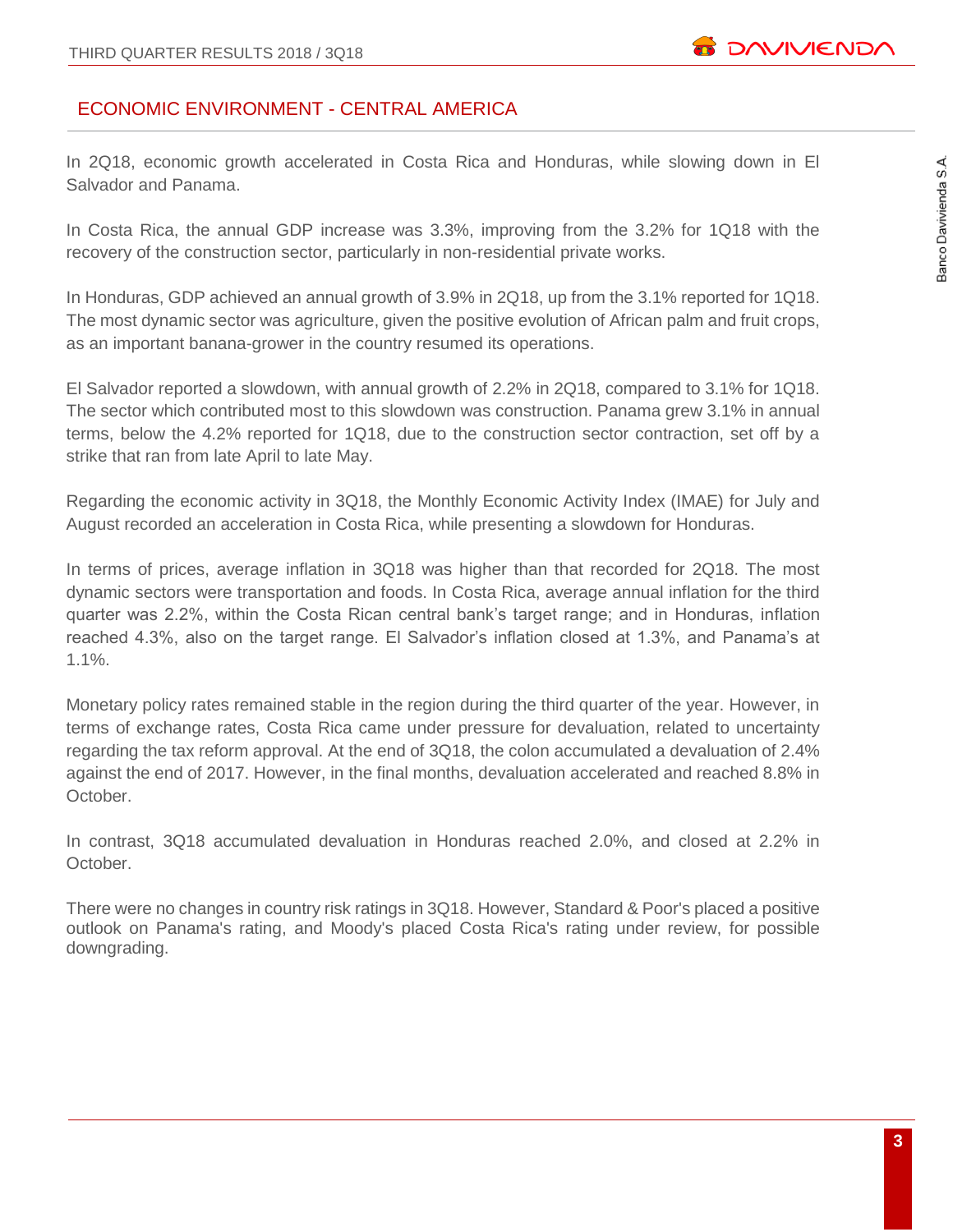## ECONOMIC ENVIRONMENT - CENTRAL AMERICA

In 2Q18, economic growth accelerated in Costa Rica and Honduras, while slowing down in El Salvador and Panama.

In Costa Rica, the annual GDP increase was 3.3%, improving from the 3.2% for 1Q18 with the recovery of the construction sector, particularly in non-residential private works.

In Honduras, GDP achieved an annual growth of 3.9% in 2Q18, up from the 3.1% reported for 1Q18. The most dynamic sector was agriculture, given the positive evolution of African palm and fruit crops, as an important banana-grower in the country resumed its operations.

El Salvador reported a slowdown, with annual growth of 2.2% in 2Q18, compared to 3.1% for 1Q18. The sector which contributed most to this slowdown was construction. Panama grew 3.1% in annual terms, below the 4.2% reported for 1Q18, due to the construction sector contraction, set off by a strike that ran from late April to late May.

Regarding the economic activity in 3Q18, the Monthly Economic Activity Index (IMAE) for July and August recorded an acceleration in Costa Rica, while presenting a slowdown for Honduras.

In terms of prices, average inflation in 3Q18 was higher than that recorded for 2Q18. The most dynamic sectors were transportation and foods. In Costa Rica, average annual inflation for the third quarter was 2.2%, within the Costa Rican central bank's target range; and in Honduras, inflation reached 4.3%, also on the target range. El Salvador's inflation closed at 1.3%, and Panama's at 1.1%.

Monetary policy rates remained stable in the region during the third quarter of the year. However, in terms of exchange rates, Costa Rica came under pressure for devaluation, related to uncertainty regarding the tax reform approval. At the end of 3Q18, the colon accumulated a devaluation of 2.4% against the end of 2017. However, in the final months, devaluation accelerated and reached 8.8% in October.

In contrast, 3Q18 accumulated devaluation in Honduras reached 2.0%, and closed at 2.2% in October.

There were no changes in country risk ratings in 3Q18. However, Standard & Poor's placed a positive outlook on Panama's rating, and Moody's placed Costa Rica's rating under review, for possible downgrading.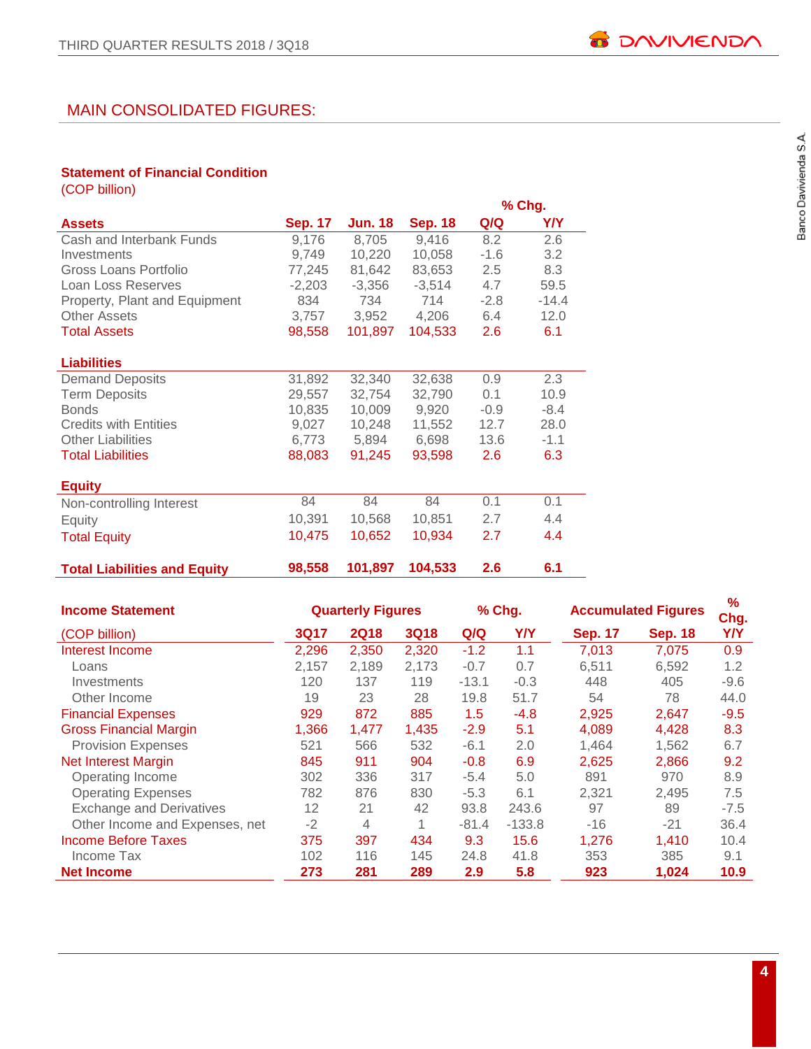## MAIN CONSOLIDATED FIGURES:

**Statement of Financial Condition**
(COP billion)

| | | | | % Chg. | |
|---|---|---|---|---|---|
| **Assets** | **Sep. 17** | **Jun. 18** | **Sep. 18** | **Q/Q** | **Y/Y** |
| Cash and Interbank Funds | 9,176 | 8,705 | 9,416 | 8.2 | 2.6 |
| Investments | 9,749 | 10,220 | 10,058 | -1.6 | 3.2 |
| Gross Loans Portfolio | 77,245 | 81,642 | 83,653 | 2.5 | 8.3 |
| Loan Loss Reserves | -2,203 | -3,356 | -3,514 | 4.7 | 59.5 |
| Property, Plant and Equipment | 834 | 734 | 714 | -2.8 | -14.4 |
| Other Assets | 3,757 | 3,952 | 4,206 | 6.4 | 12.0 |
| Total Assets | 98,558 | 101,897 | 104,533 | 2.6 | 6.1 |
| **Liabilities** | | | | | |
| Demand Deposits | 31,892 | 32,340 | 32,638 | 0.9 | 2.3 |
| Term Deposits | 29,557 | 32,754 | 32,790 | 0.1 | 10.9 |
| Bonds | 10,835 | 10,009 | 9,920 | -0.9 | -8.4 |
| Credits with Entities | 9,027 | 10,248 | 11,552 | 12.7 | 28.0 |
| Other Liabilities | 6,773 | 5,894 | 6,698 | 13.6 | -1.1 |
| Total Liabilities | 88,083 | 91,245 | 93,598 | 2.6 | 6.3 |
| **Equity** | | | | | |
| Non-controlling Interest | 84 | 84 | 84 | 0.1 | 0.1 |
| Equity | 10,391 | 10,568 | 10,851 | 2.7 | 4.4 |
| Total Equity | 10,475 | 10,652 | 10,934 | 2.7 | 4.4 |
| **Total Liabilities and Equity** | **98,558** | **101,897** | **104,533** | **2.6** | **6.1** |

| **Income Statement** | **Quarterly Figures** | | | **% Chg.** | | **Accumulated Figures** | | **% Chg.** |
|---|---|---|---|---|---|---|---|---|
| (COP billion) | **3Q17** | **2Q18** | **3Q18** | **Q/Q** | **Y/Y** | **Sep. 17** | **Sep. 18** | **Y/Y** |
| Interest Income | 2,296 | 2,350 | 2,320 | -1.2 | 1.1 | 7,013 | 7,075 | 0.9 |
| Loans | 2,157 | 2,189 | 2,173 | -0.7 | 0.7 | 6,511 | 6,592 | 1.2 |
| Investments | 120 | 137 | 119 | -13.1 | -0.3 | 448 | 405 | -9.6 |
| Other Income | 19 | 23 | 28 | 19.8 | 51.7 | 54 | 78 | 44.0 |
| Financial Expenses | 929 | 872 | 885 | 1.5 | -4.8 | 2,925 | 2,647 | -9.5 |
| Gross Financial Margin | 1,366 | 1,477 | 1,435 | -2.9 | 5.1 | 4,089 | 4,428 | 8.3 |
| Provision Expenses | 521 | 566 | 532 | -6.1 | 2.0 | 1,464 | 1,562 | 6.7 |
| Net Interest Margin | 845 | 911 | 904 | -0.8 | 6.9 | 2,625 | 2,866 | 9.2 |
| Operating Income | 302 | 336 | 317 | -5.4 | 5.0 | 891 | 970 | 8.9 |
| Operating Expenses | 782 | 876 | 830 | -5.3 | 6.1 | 2,321 | 2,495 | 7.5 |
| Exchange and Derivatives | 12 | 21 | 42 | 93.8 | 243.6 | 97 | 89 | -7.5 |
| Other Income and Expenses, net | -2 | 4 | 1 | -81.4 | -133.8 | -16 | -21 | 36.4 |
| Income Before Taxes | 375 | 397 | 434 | 9.3 | 15.6 | 1,276 | 1,410 | 10.4 |
| Income Tax | 102 | 116 | 145 | 24.8 | 41.8 | 353 | 385 | 9.1 |
| **Net Income** | **273** | **281** | **289** | **2.9** | **5.8** | **923** | **1,024** | **10.9** |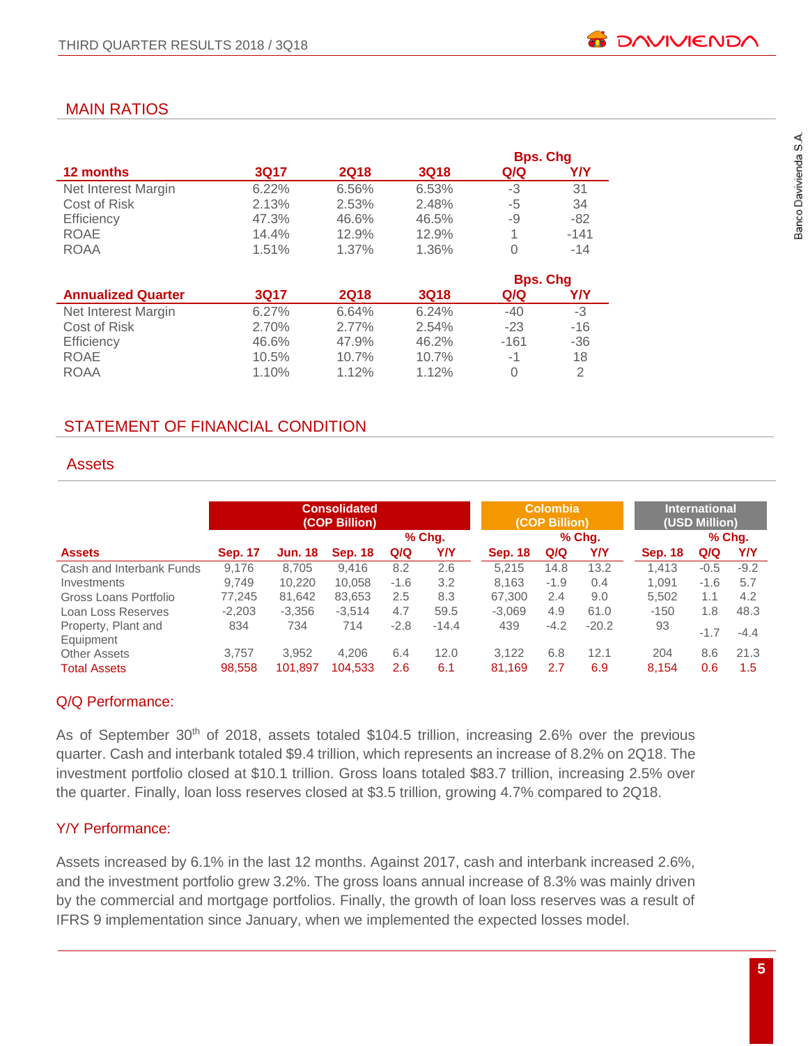## MAIN RATIOS

| 12 months | 3Q17 | 2Q18 | 3Q18 | Bps. Chg Q/Q | Bps. Chg Y/Y |
|---|---|---|---|---|---|
| Net Interest Margin | 6.22% | 6.56% | 6.53% | -3 | 31 |
| Cost of Risk | 2.13% | 2.53% | 2.48% | -5 | 34 |
| Efficiency | 47.3% | 46.6% | 46.5% | -9 | -82 |
| ROAE | 14.4% | 12.9% | 12.9% | 1 | -141 |
| ROAA | 1.51% | 1.37% | 1.36% | 0 | -14 |

| Annualized Quarter | 3Q17 | 2Q18 | 3Q18 | Bps. Chg Q/Q | Bps. Chg Y/Y |
|---|---|---|---|---|---|
| Net Interest Margin | 6.27% | 6.64% | 6.24% | -40 | -3 |
| Cost of Risk | 2.70% | 2.77% | 2.54% | -23 | -16 |
| Efficiency | 46.6% | 47.9% | 46.2% | -161 | -36 |
| ROAE | 10.5% | 10.7% | 10.7% | -1 | 18 |
| ROAA | 1.10% | 1.12% | 1.12% | 0 | 2 |

## STATEMENT OF FINANCIAL CONDITION

### Assets

| | Consolidated (COP Billion) | | | | | Colombia (COP Billion) | | | International (USD Million) | | |
|---|---|---|---|---|---|---|---|---|---|---|---|
| | | | | % Chg. | | | % Chg. | | | % Chg. | |
| **Assets** | **Sep. 17** | **Jun. 18** | **Sep. 18** | **Q/Q** | **Y/Y** | **Sep. 18** | **Q/Q** | **Y/Y** | **Sep. 18** | **Q/Q** | **Y/Y** |
| Cash and Interbank Funds | 9,176 | 8,705 | 9,416 | 8.2 | 2.6 | 5,215 | 14.8 | 13.2 | 1,413 | -0.5 | -9.2 |
| Investments | 9,749 | 10,220 | 10,058 | -1.6 | 3.2 | 8,163 | -1.9 | 0.4 | 1,091 | -1.6 | 5.7 |
| Gross Loans Portfolio | 77,245 | 81,642 | 83,653 | 2.5 | 8.3 | 67,300 | 2.4 | 9.0 | 5,502 | 1.1 | 4.2 |
| Loan Loss Reserves | -2,203 | -3,356 | -3,514 | 4.7 | 59.5 | -3,069 | 4.9 | 61.0 | -150 | 1.8 | 48.3 |
| Property, Plant and Equipment | 834 | 734 | 714 | -2.8 | -14.4 | 439 | -4.2 | -20.2 | 93 | -1.7 | -4.4 |
| Other Assets | 3,757 | 3,952 | 4,206 | 6.4 | 12.0 | 3,122 | 6.8 | 12.1 | 204 | 8.6 | 21.3 |
| Total Assets | 98,558 | 101,897 | 104,533 | 2.6 | 6.1 | 81,169 | 2.7 | 6.9 | 8,154 | 0.6 | 1.5 |

### Q/Q Performance:

As of September 30th of 2018, assets totaled $104.5 trillion, increasing 2.6% over the previous quarter. Cash and interbank totaled $9.4 trillion, which represents an increase of 8.2% on 2Q18. The investment portfolio closed at $10.1 trillion. Gross loans totaled $83.7 trillion, increasing 2.5% over the quarter. Finally, loan loss reserves closed at $3.5 trillion, growing 4.7% compared to 2Q18.

### Y/Y Performance:

Assets increased by 6.1% in the last 12 months. Against 2017, cash and interbank increased 2.6%, and the investment portfolio grew 3.2%. The gross loans annual increase of 8.3% was mainly driven by the commercial and mortgage portfolios. Finally, the growth of loan loss reserves was a result of IFRS 9 implementation since January, when we implemented the expected losses model.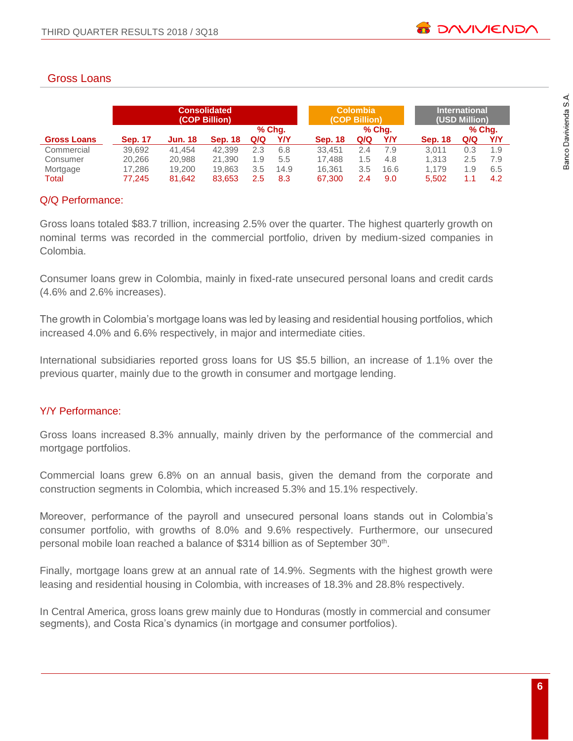## Gross Loans

| | Consolidated (COP Billion) | | | | | Colombia (COP Billion) | | | International (USD Million) | | |
|---|---|---|---|---|---|---|---|---|---|---|---|
| | | | | % Chg. | | | % Chg. | | | % Chg. | |
| **Gross Loans** | **Sep. 17** | **Jun. 18** | **Sep. 18** | **Q/Q** | **Y/Y** | **Sep. 18** | **Q/Q** | **Y/Y** | **Sep. 18** | **Q/Q** | **Y/Y** |
| Commercial | 39,692 | 41,454 | 42,399 | 2.3 | 6.8 | 33,451 | 2.4 | 7.9 | 3,011 | 0.3 | 1.9 |
| Consumer | 20,266 | 20,988 | 21,390 | 1.9 | 5.5 | 17,488 | 1.5 | 4.8 | 1,313 | 2.5 | 7.9 |
| Mortgage | 17,286 | 19,200 | 19,863 | 3.5 | 14.9 | 16,361 | 3.5 | 16.6 | 1,179 | 1.9 | 6.5 |
| Total | 77,245 | 81,642 | 83,653 | 2.5 | 8.3 | 67,300 | 2.4 | 9.0 | 5,502 | 1.1 | 4.2 |

### Q/Q Performance:

Gross loans totaled $83.7 trillion, increasing 2.5% over the quarter. The highest quarterly growth on nominal terms was recorded in the commercial portfolio, driven by medium-sized companies in Colombia.

Consumer loans grew in Colombia, mainly in fixed-rate unsecured personal loans and credit cards (4.6% and 2.6% increases).

The growth in Colombia's mortgage loans was led by leasing and residential housing portfolios, which increased 4.0% and 6.6% respectively, in major and intermediate cities.

International subsidiaries reported gross loans for US $5.5 billion, an increase of 1.1% over the previous quarter, mainly due to the growth in consumer and mortgage lending.

### Y/Y Performance:

Gross loans increased 8.3% annually, mainly driven by the performance of the commercial and mortgage portfolios.

Commercial loans grew 6.8% on an annual basis, given the demand from the corporate and construction segments in Colombia, which increased 5.3% and 15.1% respectively.

Moreover, performance of the payroll and unsecured personal loans stands out in Colombia's consumer portfolio, with growths of 8.0% and 9.6% respectively. Furthermore, our unsecured personal mobile loan reached a balance of $314 billion as of September 30th.

Finally, mortgage loans grew at an annual rate of 14.9%. Segments with the highest growth were leasing and residential housing in Colombia, with increases of 18.3% and 28.8% respectively.

In Central America, gross loans grew mainly due to Honduras (mostly in commercial and consumer segments), and Costa Rica's dynamics (in mortgage and consumer portfolios).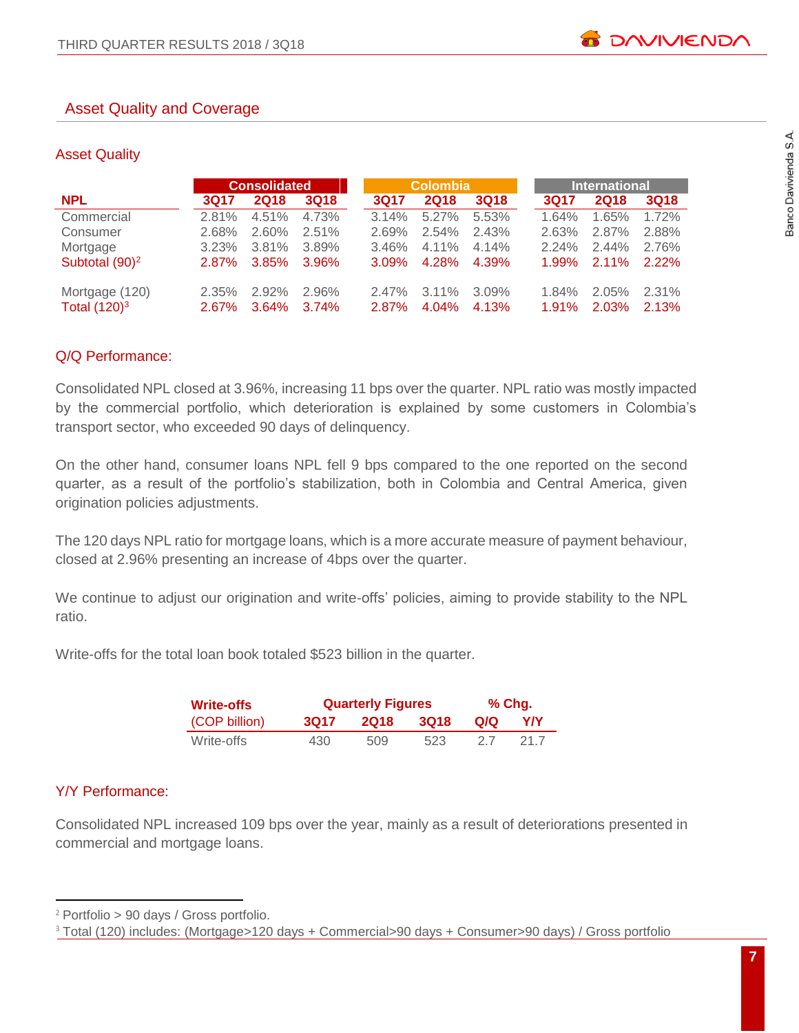## Asset Quality and Coverage

### Asset Quality

| NPL | Consolidated | | | Colombia | | | International | | |
|---|---|---|---|---|---|---|---|---|---|
| | 3Q17 | 2Q18 | 3Q18 | 3Q17 | 2Q18 | 3Q18 | 3Q17 | 2Q18 | 3Q18 |
| Commercial | 2.81% | 4.51% | 4.73% | 3.14% | 5.27% | 5.53% | 1.64% | 1.65% | 1.72% |
| Consumer | 2.68% | 2.60% | 2.51% | 2.69% | 2.54% | 2.43% | 2.63% | 2.87% | 2.88% |
| Mortgage | 3.23% | 3.81% | 3.89% | 3.46% | 4.11% | 4.14% | 2.24% | 2.44% | 2.76% |
| Subtotal (90)[2] | 2.87% | 3.85% | 3.96% | 3.09% | 4.28% | 4.39% | 1.99% | 2.11% | 2.22% |
| Mortgage (120) | 2.35% | 2.92% | 2.96% | 2.47% | 3.11% | 3.09% | 1.84% | 2.05% | 2.31% |
| Total (120)[3] | 2.67% | 3.64% | 3.74% | 2.87% | 4.04% | 4.13% | 1.91% | 2.03% | 2.13% |

### Q/Q Performance:

Consolidated NPL closed at 3.96%, increasing 11 bps over the quarter. NPL ratio was mostly impacted by the commercial portfolio, which deterioration is explained by some customers in Colombia's transport sector, who exceeded 90 days of delinquency.

On the other hand, consumer loans NPL fell 9 bps compared to the one reported on the second quarter, as a result of the portfolio's stabilization, both in Colombia and Central America, given origination policies adjustments.

The 120 days NPL ratio for mortgage loans, which is a more accurate measure of payment behaviour, closed at 2.96% presenting an increase of 4bps over the quarter.

We continue to adjust our origination and write-offs' policies, aiming to provide stability to the NPL ratio.

Write-offs for the total loan book totaled $523 billion in the quarter.

| Write-offs (COP billion) | Quarterly Figures | | | % Chg. | |
|---|---|---|---|---|---|
| | 3Q17 | 2Q18 | 3Q18 | Q/Q | Y/Y |
| Write-offs | 430 | 509 | 523 | 2.7 | 21.7 |

### Y/Y Performance:

Consolidated NPL increased 109 bps over the year, mainly as a result of deteriorations presented in commercial and mortgage loans.

[2] Portfolio > 90 days / Gross portfolio.

[3] Total (120) includes: (Mortgage>120 days + Commercial>90 days + Consumer>90 days) / Gross portfolio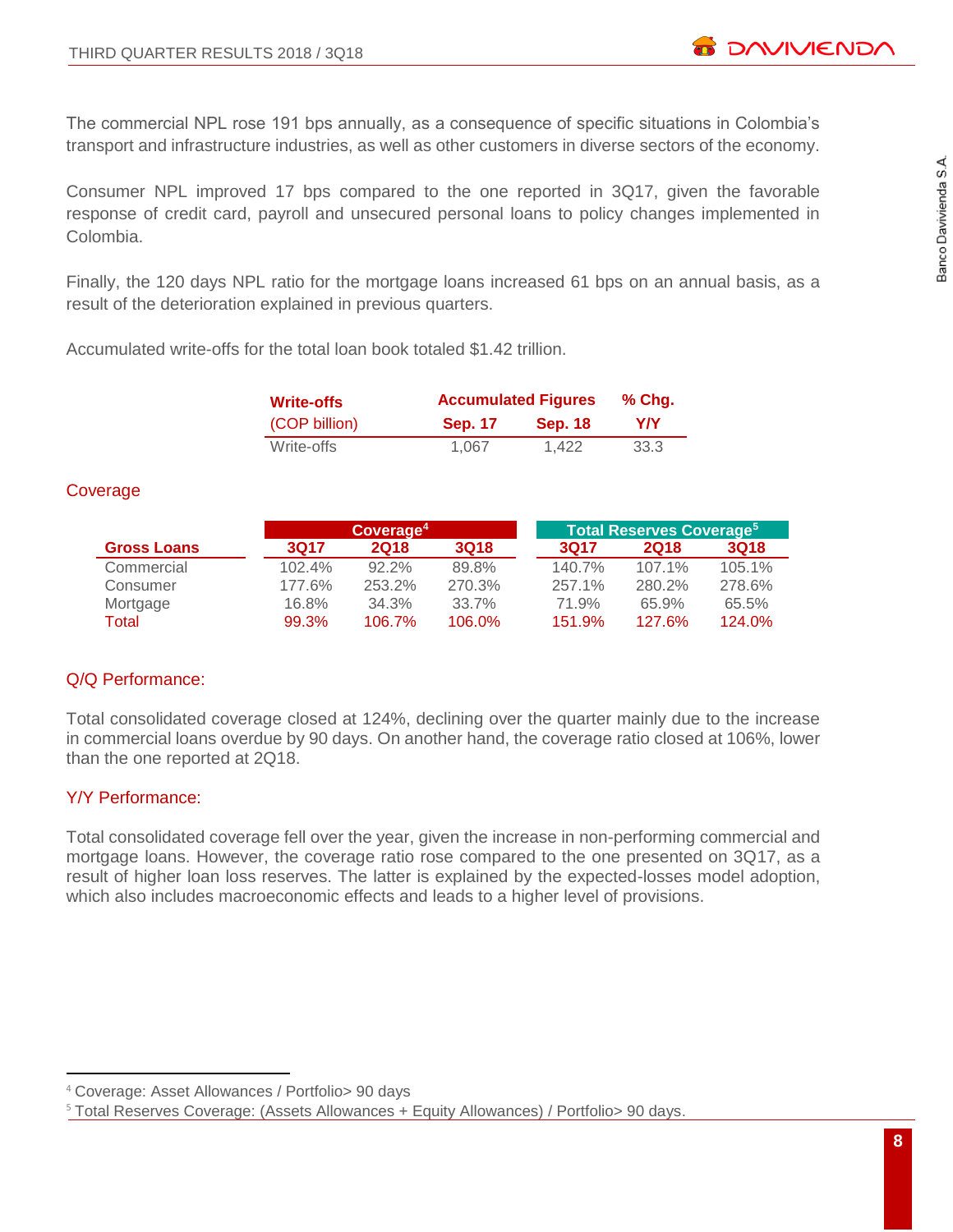The commercial NPL rose 191 bps annually, as a consequence of specific situations in Colombia's transport and infrastructure industries, as well as other customers in diverse sectors of the economy.

Consumer NPL improved 17 bps compared to the one reported in 3Q17, given the favorable response of credit card, payroll and unsecured personal loans to policy changes implemented in Colombia.

Finally, the 120 days NPL ratio for the mortgage loans increased 61 bps on an annual basis, as a result of the deterioration explained in previous quarters.

Accumulated write-offs for the total loan book totaled $1.42 trillion.

| Write-offs (COP billion) | Accumulated Figures | | % Chg. |
|---|---|---|---|
| | Sep. 17 | Sep. 18 | Y/Y |
| Write-offs | 1,067 | 1,422 | 33.3 |

## Coverage

| Gross Loans | Coverage[4] | | | Total Reserves Coverage[5] | | |
|---|---|---|---|---|---|---|
| | 3Q17 | 2Q18 | 3Q18 | 3Q17 | 2Q18 | 3Q18 |
| Commercial | 102.4% | 92.2% | 89.8% | 140.7% | 107.1% | 105.1% |
| Consumer | 177.6% | 253.2% | 270.3% | 257.1% | 280.2% | 278.6% |
| Mortgage | 16.8% | 34.3% | 33.7% | 71.9% | 65.9% | 65.5% |
| Total | 99.3% | 106.7% | 106.0% | 151.9% | 127.6% | 124.0% |

### Q/Q Performance:

Total consolidated coverage closed at 124%, declining over the quarter mainly due to the increase in commercial loans overdue by 90 days. On another hand, the coverage ratio closed at 106%, lower than the one reported at 2Q18.

### Y/Y Performance:

Total consolidated coverage fell over the year, given the increase in non-performing commercial and mortgage loans. However, the coverage ratio rose compared to the one presented on 3Q17, as a result of higher loan loss reserves. The latter is explained by the expected-losses model adoption, which also includes macroeconomic effects and leads to a higher level of provisions.

[4] Coverage: Asset Allowances / Portfolio> 90 days

[5] Total Reserves Coverage: (Assets Allowances + Equity Allowances) / Portfolio> 90 days.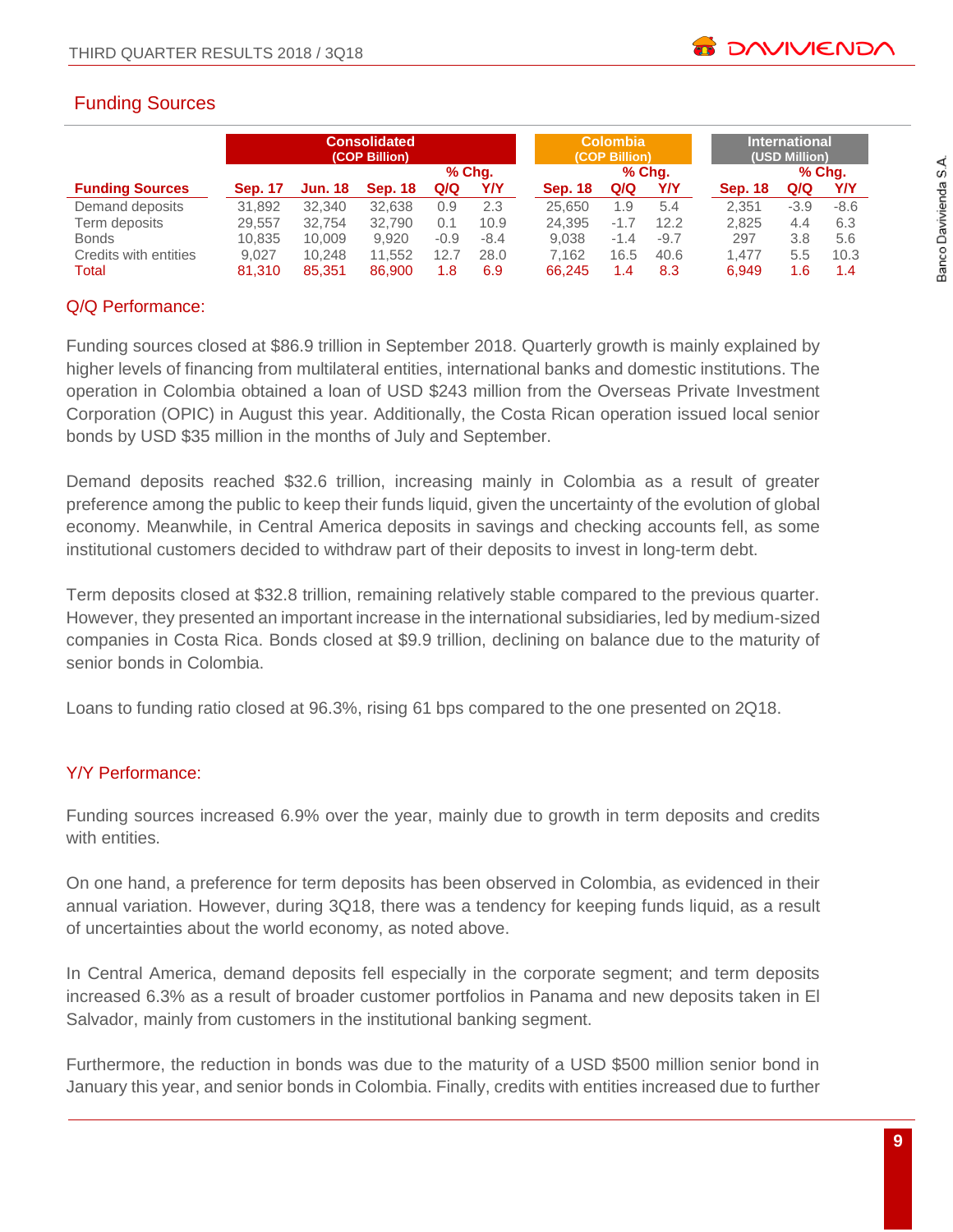## Funding Sources

| Funding Sources | Consolidated (COP Billion) | | | | | Colombia (COP Billion) | | | International (USD Million) | | |
|---|---|---|---|---|---|---|---|---|---|---|---|
| | | | | % Chg. | | | % Chg. | | | % Chg. | |
| | Sep. 17 | Jun. 18 | Sep. 18 | Q/Q | Y/Y | Sep. 18 | Q/Q | Y/Y | Sep. 18 | Q/Q | Y/Y |
| Demand deposits | 31,892 | 32,340 | 32,638 | 0.9 | 2.3 | 25,650 | 1.9 | 5.4 | 2,351 | -3.9 | -8.6 |
| Term deposits | 29,557 | 32,754 | 32,790 | 0.1 | 10.9 | 24,395 | -1.7 | 12.2 | 2,825 | 4.4 | 6.3 |
| Bonds | 10,835 | 10,009 | 9,920 | -0.9 | -8.4 | 9,038 | -1.4 | -9.7 | 297 | 3.8 | 5.6 |
| Credits with entities | 9,027 | 10,248 | 11,552 | 12.7 | 28.0 | 7,162 | 16.5 | 40.6 | 1,477 | 5.5 | 10.3 |
| Total | 81,310 | 85,351 | 86,900 | 1.8 | 6.9 | 66,245 | 1.4 | 8.3 | 6,949 | 1.6 | 1.4 |

### Q/Q Performance:

Funding sources closed at $86.9 trillion in September 2018. Quarterly growth is mainly explained by higher levels of financing from multilateral entities, international banks and domestic institutions. The operation in Colombia obtained a loan of USD $243 million from the Overseas Private Investment Corporation (OPIC) in August this year. Additionally, the Costa Rican operation issued local senior bonds by USD $35 million in the months of July and September.

Demand deposits reached $32.6 trillion, increasing mainly in Colombia as a result of greater preference among the public to keep their funds liquid, given the uncertainty of the evolution of global economy. Meanwhile, in Central America deposits in savings and checking accounts fell, as some institutional customers decided to withdraw part of their deposits to invest in long-term debt.

Term deposits closed at $32.8 trillion, remaining relatively stable compared to the previous quarter. However, they presented an important increase in the international subsidiaries, led by medium-sized companies in Costa Rica. Bonds closed at $9.9 trillion, declining on balance due to the maturity of senior bonds in Colombia.

Loans to funding ratio closed at 96.3%, rising 61 bps compared to the one presented on 2Q18.

### Y/Y Performance:

Funding sources increased 6.9% over the year, mainly due to growth in term deposits and credits with entities.

On one hand, a preference for term deposits has been observed in Colombia, as evidenced in their annual variation. However, during 3Q18, there was a tendency for keeping funds liquid, as a result of uncertainties about the world economy, as noted above.

In Central America, demand deposits fell especially in the corporate segment; and term deposits increased 6.3% as a result of broader customer portfolios in Panama and new deposits taken in El Salvador, mainly from customers in the institutional banking segment.

Furthermore, the reduction in bonds was due to the maturity of a USD $500 million senior bond in January this year, and senior bonds in Colombia. Finally, credits with entities increased due to further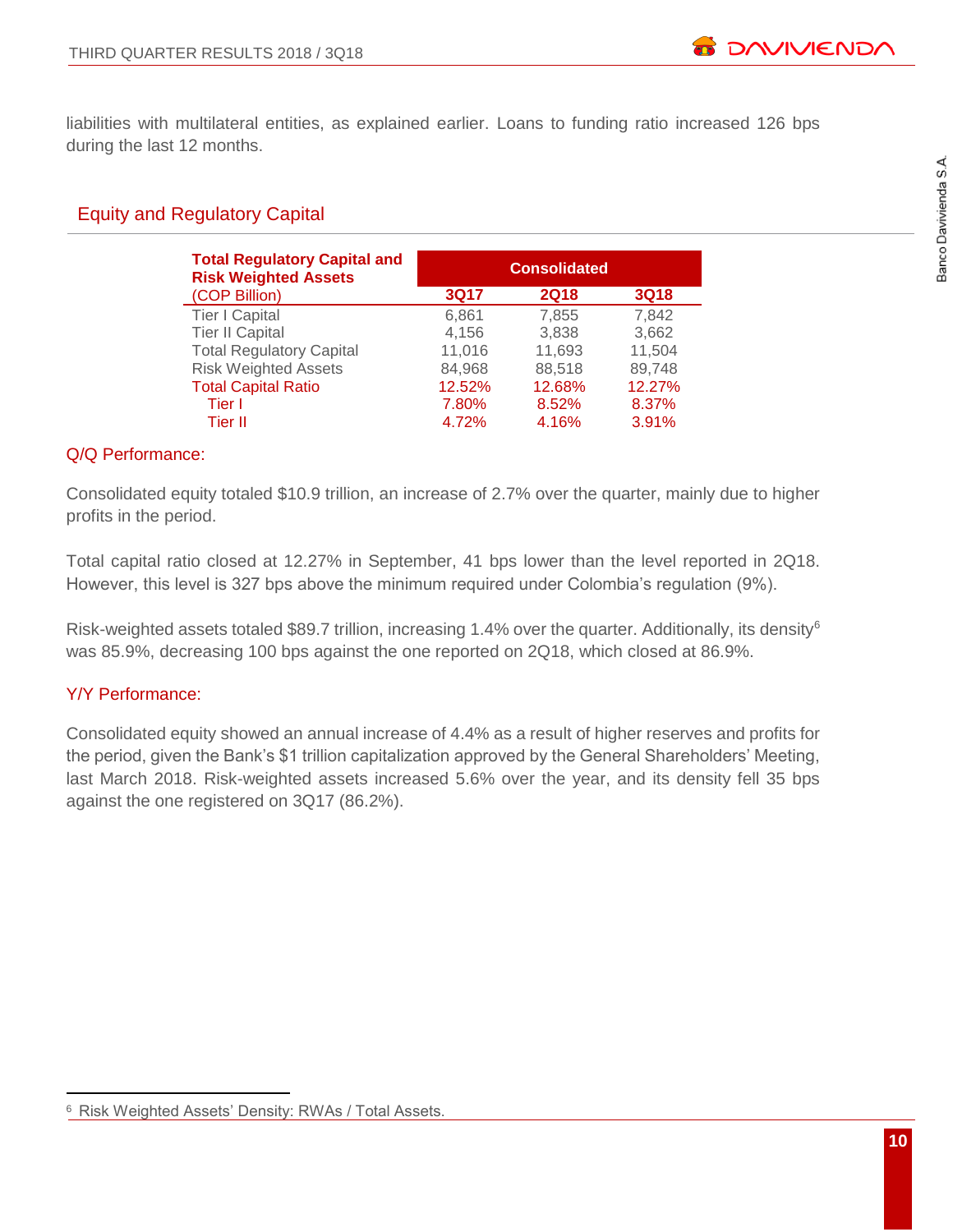liabilities with multilateral entities, as explained earlier. Loans to funding ratio increased 126 bps during the last 12 months.

## Equity and Regulatory Capital

| Total Regulatory Capital and Risk Weighted Assets (COP Billion) | Consolidated | | |
|---|---|---|---|
| | 3Q17 | 2Q18 | 3Q18 |
| Tier I Capital | 6,861 | 7,855 | 7,842 |
| Tier II Capital | 4,156 | 3,838 | 3,662 |
| Total Regulatory Capital | 11,016 | 11,693 | 11,504 |
| Risk Weighted Assets | 84,968 | 88,518 | 89,748 |
| Total Capital Ratio | 12.52% | 12.68% | 12.27% |
| Tier I | 7.80% | 8.52% | 8.37% |
| Tier II | 4.72% | 4.16% | 3.91% |

### Q/Q Performance:

Consolidated equity totaled $10.9 trillion, an increase of 2.7% over the quarter, mainly due to higher profits in the period.

Total capital ratio closed at 12.27% in September, 41 bps lower than the level reported in 2Q18. However, this level is 327 bps above the minimum required under Colombia's regulation (9%).

Risk-weighted assets totaled $89.7 trillion, increasing 1.4% over the quarter. Additionally, its density[6] was 85.9%, decreasing 100 bps against the one reported on 2Q18, which closed at 86.9%.

### Y/Y Performance:

Consolidated equity showed an annual increase of 4.4% as a result of higher reserves and profits for the period, given the Bank's $1 trillion capitalization approved by the General Shareholders' Meeting, last March 2018. Risk-weighted assets increased 5.6% over the year, and its density fell 35 bps against the one registered on 3Q17 (86.2%).

[6] Risk Weighted Assets' Density: RWAs / Total Assets.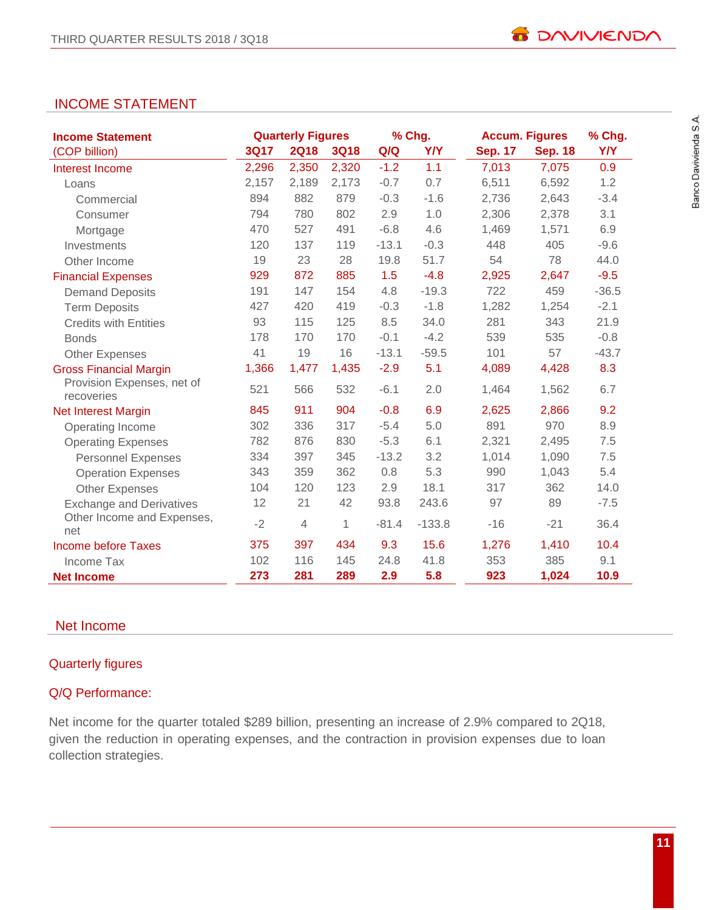## INCOME STATEMENT

| Income Statement (COP billion) | Quarterly Figures 3Q17 | 2Q18 | 3Q18 | % Chg. Q/Q | Y/Y | Accum. Figures Sep. 17 | Sep. 18 | % Chg. Y/Y |
|---|---|---|---|---|---|---|---|---|
| Interest Income | 2,296 | 2,350 | 2,320 | -1.2 | 1.1 | 7,013 | 7,075 | 0.9 |
| Loans | 2,157 | 2,189 | 2,173 | -0.7 | 0.7 | 6,511 | 6,592 | 1.2 |
| Commercial | 894 | 882 | 879 | -0.3 | -1.6 | 2,736 | 2,643 | -3.4 |
| Consumer | 794 | 780 | 802 | 2.9 | 1.0 | 2,306 | 2,378 | 3.1 |
| Mortgage | 470 | 527 | 491 | -6.8 | 4.6 | 1,469 | 1,571 | 6.9 |
| Investments | 120 | 137 | 119 | -13.1 | -0.3 | 448 | 405 | -9.6 |
| Other Income | 19 | 23 | 28 | 19.8 | 51.7 | 54 | 78 | 44.0 |
| Financial Expenses | 929 | 872 | 885 | 1.5 | -4.8 | 2,925 | 2,647 | -9.5 |
| Demand Deposits | 191 | 147 | 154 | 4.8 | -19.3 | 722 | 459 | -36.5 |
| Term Deposits | 427 | 420 | 419 | -0.3 | -1.8 | 1,282 | 1,254 | -2.1 |
| Credits with Entities | 93 | 115 | 125 | 8.5 | 34.0 | 281 | 343 | 21.9 |
| Bonds | 178 | 170 | 170 | -0.1 | -4.2 | 539 | 535 | -0.8 |
| Other Expenses | 41 | 19 | 16 | -13.1 | -59.5 | 101 | 57 | -43.7 |
| Gross Financial Margin | 1,366 | 1,477 | 1,435 | -2.9 | 5.1 | 4,089 | 4,428 | 8.3 |
| Provision Expenses, net of recoveries | 521 | 566 | 532 | -6.1 | 2.0 | 1,464 | 1,562 | 6.7 |
| Net Interest Margin | 845 | 911 | 904 | -0.8 | 6.9 | 2,625 | 2,866 | 9.2 |
| Operating Income | 302 | 336 | 317 | -5.4 | 5.0 | 891 | 970 | 8.9 |
| Operating Expenses | 782 | 876 | 830 | -5.3 | 6.1 | 2,321 | 2,495 | 7.5 |
| Personnel Expenses | 334 | 397 | 345 | -13.2 | 3.2 | 1,014 | 1,090 | 7.5 |
| Operation Expenses | 343 | 359 | 362 | 0.8 | 5.3 | 990 | 1,043 | 5.4 |
| Other Expenses | 104 | 120 | 123 | 2.9 | 18.1 | 317 | 362 | 14.0 |
| Exchange and Derivatives | 12 | 21 | 42 | 93.8 | 243.6 | 97 | 89 | -7.5 |
| Other Income and Expenses, net | -2 | 4 | 1 | -81.4 | -133.8 | -16 | -21 | 36.4 |
| Income before Taxes | 375 | 397 | 434 | 9.3 | 15.6 | 1,276 | 1,410 | 10.4 |
| Income Tax | 102 | 116 | 145 | 24.8 | 41.8 | 353 | 385 | 9.1 |
| **Net Income** | **273** | **281** | **289** | **2.9** | **5.8** | **923** | **1,024** | **10.9** |

## Net Income

### Quarterly figures

### Q/Q Performance:

Net income for the quarter totaled $289 billion, presenting an increase of 2.9% compared to 2Q18, given the reduction in operating expenses, and the contraction in provision expenses due to loan collection strategies.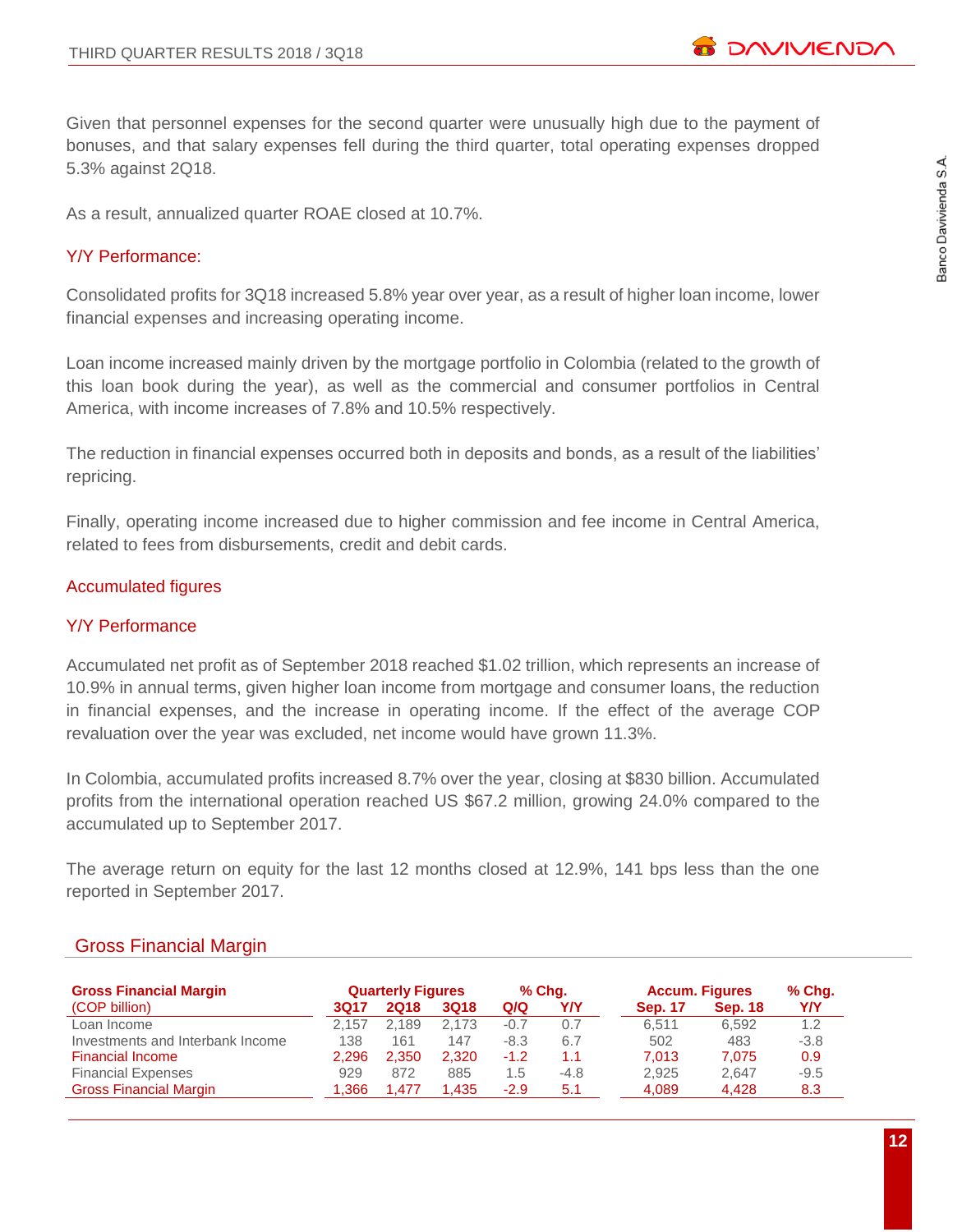Given that personnel expenses for the second quarter were unusually high due to the payment of bonuses, and that salary expenses fell during the third quarter, total operating expenses dropped 5.3% against 2Q18.

As a result, annualized quarter ROAE closed at 10.7%.

### Y/Y Performance:

Consolidated profits for 3Q18 increased 5.8% year over year, as a result of higher loan income, lower financial expenses and increasing operating income.

Loan income increased mainly driven by the mortgage portfolio in Colombia (related to the growth of this loan book during the year), as well as the commercial and consumer portfolios in Central America, with income increases of 7.8% and 10.5% respectively.

The reduction in financial expenses occurred both in deposits and bonds, as a result of the liabilities' repricing.

Finally, operating income increased due to higher commission and fee income in Central America, related to fees from disbursements, credit and debit cards.

### Accumulated figures

### Y/Y Performance

Accumulated net profit as of September 2018 reached $1.02 trillion, which represents an increase of 10.9% in annual terms, given higher loan income from mortgage and consumer loans, the reduction in financial expenses, and the increase in operating income. If the effect of the average COP revaluation over the year was excluded, net income would have grown 11.3%.

In Colombia, accumulated profits increased 8.7% over the year, closing at $830 billion. Accumulated profits from the international operation reached US $67.2 million, growing 24.0% compared to the accumulated up to September 2017.

The average return on equity for the last 12 months closed at 12.9%, 141 bps less than the one reported in September 2017.

## Gross Financial Margin

| Gross Financial Margin | Quarterly Figures | | | % Chg. | | Accum. Figures | | % Chg. |
|---|---|---|---|---|---|---|---|---|
| (COP billion) | 3Q17 | 2Q18 | 3Q18 | Q/Q | Y/Y | Sep. 17 | Sep. 18 | Y/Y |
| Loan Income | 2,157 | 2,189 | 2,173 | -0.7 | 0.7 | 6,511 | 6,592 | 1.2 |
| Investments and Interbank Income | 138 | 161 | 147 | -8.3 | 6.7 | 502 | 483 | -3.8 |
| Financial Income | 2,296 | 2,350 | 2,320 | -1.2 | 1.1 | 7,013 | 7,075 | 0.9 |
| Financial Expenses | 929 | 872 | 885 | 1.5 | -4.8 | 2,925 | 2,647 | -9.5 |
| Gross Financial Margin | 1,366 | 1,477 | 1,435 | -2.9 | 5.1 | 4,089 | 4,428 | 8.3 |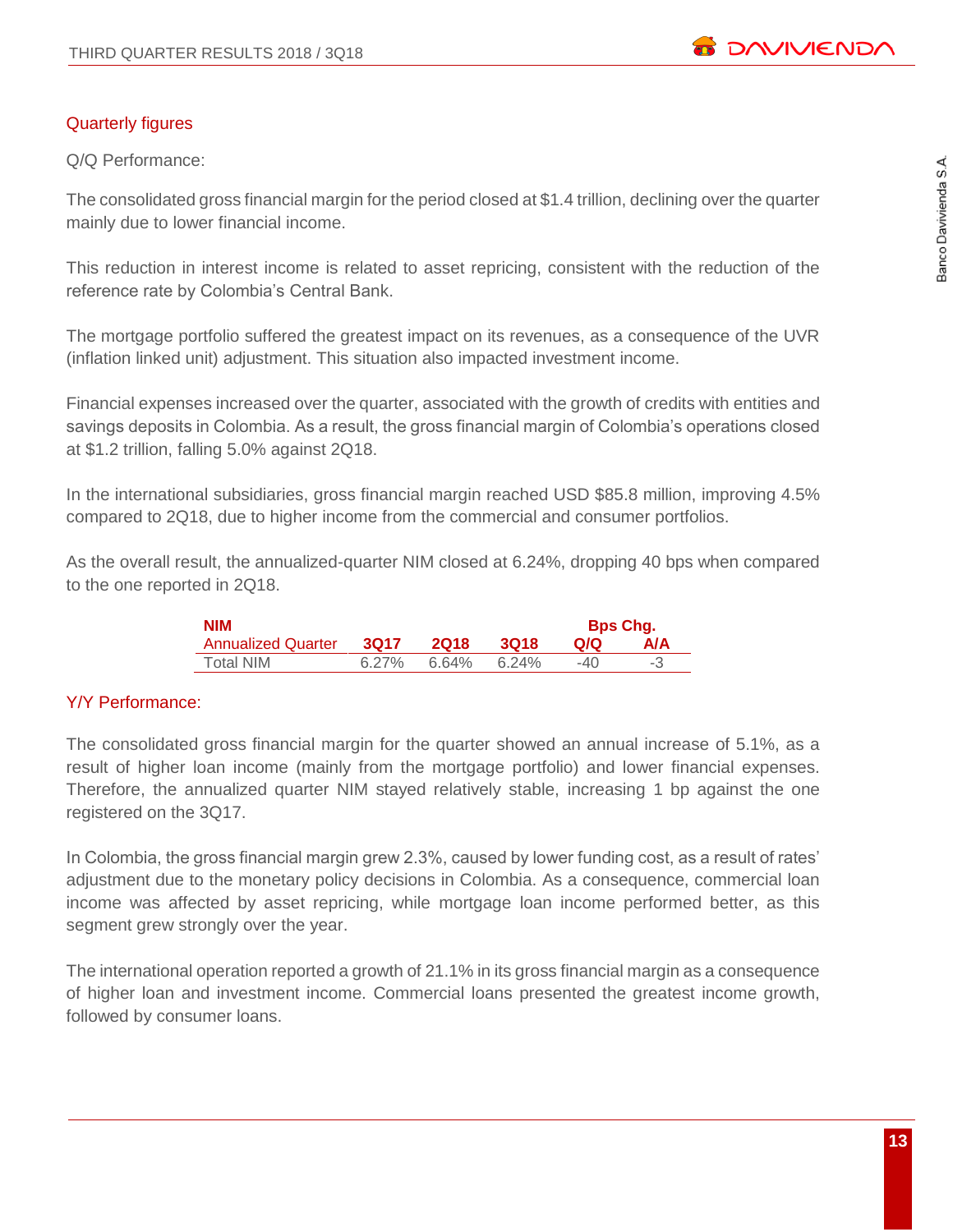## Quarterly figures

Q/Q Performance:

The consolidated gross financial margin for the period closed at $1.4 trillion, declining over the quarter mainly due to lower financial income.

This reduction in interest income is related to asset repricing, consistent with the reduction of the reference rate by Colombia's Central Bank.

The mortgage portfolio suffered the greatest impact on its revenues, as a consequence of the UVR (inflation linked unit) adjustment. This situation also impacted investment income.

Financial expenses increased over the quarter, associated with the growth of credits with entities and savings deposits in Colombia. As a result, the gross financial margin of Colombia's operations closed at $1.2 trillion, falling 5.0% against 2Q18.

In the international subsidiaries, gross financial margin reached USD $85.8 million, improving 4.5% compared to 2Q18, due to higher income from the commercial and consumer portfolios.

As the overall result, the annualized-quarter NIM closed at 6.24%, dropping 40 bps when compared to the one reported in 2Q18.

| NIM | | | | Bps Chg. | |
|---|---|---|---|---|---|
| Annualized Quarter | 3Q17 | 2Q18 | 3Q18 | Q/Q | A/A |
| Total NIM | 6.27% | 6.64% | 6.24% | -40 | -3 |

## Y/Y Performance:

The consolidated gross financial margin for the quarter showed an annual increase of 5.1%, as a result of higher loan income (mainly from the mortgage portfolio) and lower financial expenses. Therefore, the annualized quarter NIM stayed relatively stable, increasing 1 bp against the one registered on the 3Q17.

In Colombia, the gross financial margin grew 2.3%, caused by lower funding cost, as a result of rates' adjustment due to the monetary policy decisions in Colombia. As a consequence, commercial loan income was affected by asset repricing, while mortgage loan income performed better, as this segment grew strongly over the year.

The international operation reported a growth of 21.1% in its gross financial margin as a consequence of higher loan and investment income. Commercial loans presented the greatest income growth, followed by consumer loans.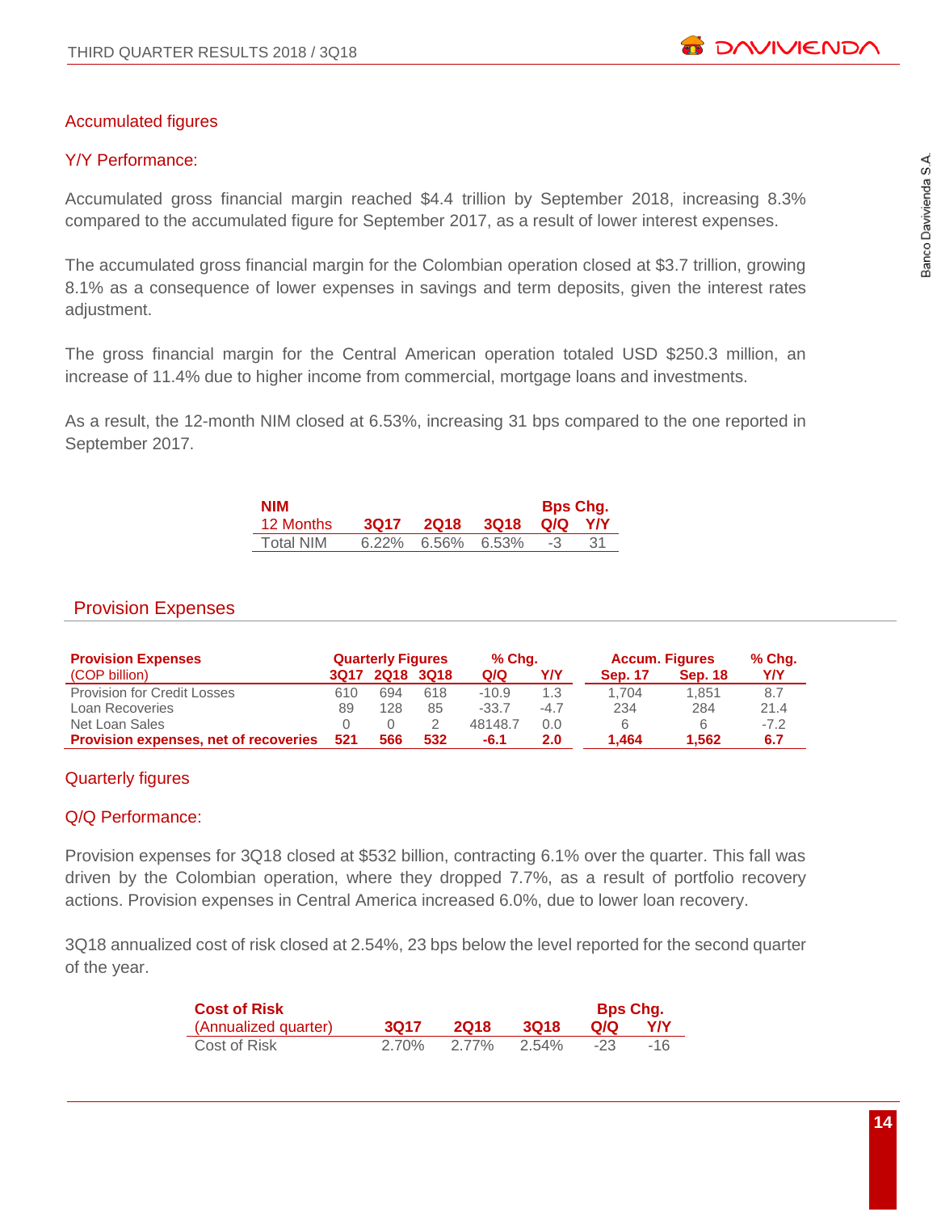## Accumulated figures

### Y/Y Performance:

Accumulated gross financial margin reached $4.4 trillion by September 2018, increasing 8.3% compared to the accumulated figure for September 2017, as a result of lower interest expenses.

The accumulated gross financial margin for the Colombian operation closed at $3.7 trillion, growing 8.1% as a consequence of lower expenses in savings and term deposits, given the interest rates adjustment.

The gross financial margin for the Central American operation totaled USD $250.3 million, an increase of 11.4% due to higher income from commercial, mortgage loans and investments.

As a result, the 12-month NIM closed at 6.53%, increasing 31 bps compared to the one reported in September 2017.

| **NIM** 12 Months | 3Q17 | 2Q18 | 3Q18 | Bps Chg. Q/Q | Bps Chg. Y/Y |
|---|---|---|---|---|---|
| Total NIM | 6.22% | 6.56% | 6.53% | -3 | 31 |

## Provision Expenses

| **Provision Expenses** (COP billion) | Quarterly Figures 3Q17 | 2Q18 | 3Q18 | % Chg. Q/Q | Y/Y | Accum. Figures Sep. 17 | Sep. 18 | % Chg. Y/Y |
|---|---|---|---|---|---|---|---|---|
| Provision for Credit Losses | 610 | 694 | 618 | -10.9 | 1.3 | 1,704 | 1,851 | 8.7 |
| Loan Recoveries | 89 | 128 | 85 | -33.7 | -4.7 | 234 | 284 | 21.4 |
| Net Loan Sales | 0 | 0 | 2 | 48148.7 | 0.0 | 6 | 6 | -7.2 |
| **Provision expenses, net of recoveries** | **521** | **566** | **532** | **-6.1** | **2.0** | **1,464** | **1,562** | **6.7** |

## Quarterly figures

### Q/Q Performance:

Provision expenses for 3Q18 closed at $532 billion, contracting 6.1% over the quarter. This fall was driven by the Colombian operation, where they dropped 7.7%, as a result of portfolio recovery actions. Provision expenses in Central America increased 6.0%, due to lower loan recovery.

3Q18 annualized cost of risk closed at 2.54%, 23 bps below the level reported for the second quarter of the year.

| **Cost of Risk** (Annualized quarter) | 3Q17 | 2Q18 | 3Q18 | Bps Chg. Q/Q | Bps Chg. Y/Y |
|---|---|---|---|---|---|
| Cost of Risk | 2.70% | 2.77% | 2.54% | -23 | -16 |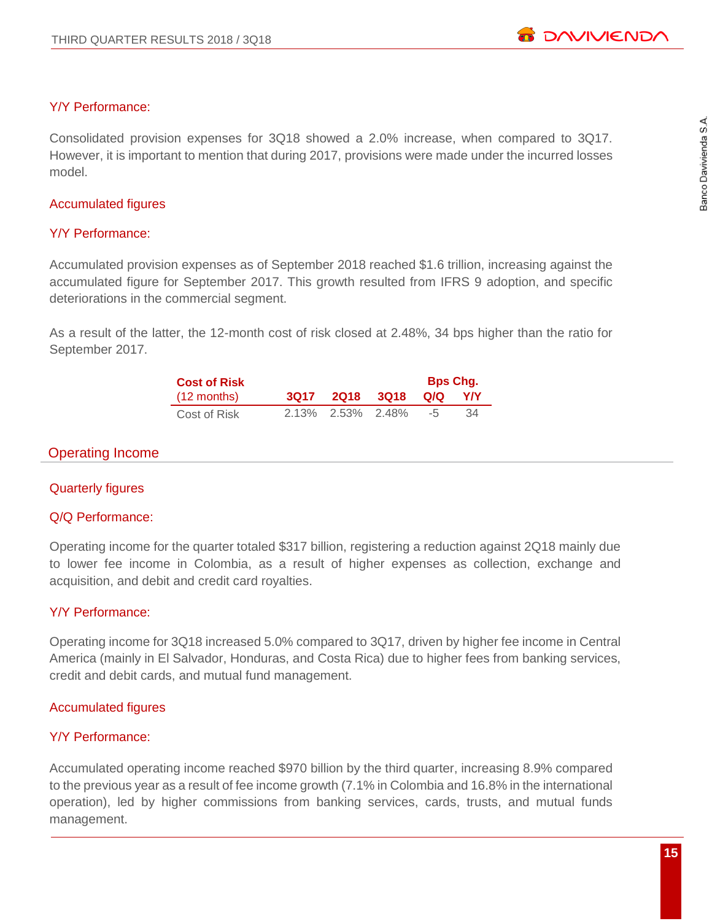### Y/Y Performance:

Consolidated provision expenses for 3Q18 showed a 2.0% increase, when compared to 3Q17. However, it is important to mention that during 2017, provisions were made under the incurred losses model.

### Accumulated figures

### Y/Y Performance:

Accumulated provision expenses as of September 2018 reached $1.6 trillion, increasing against the accumulated figure for September 2017. This growth resulted from IFRS 9 adoption, and specific deteriorations in the commercial segment.

As a result of the latter, the 12-month cost of risk closed at 2.48%, 34 bps higher than the ratio for September 2017.

| **Cost of Risk** (12 months) | 3Q17 | 2Q18 | 3Q18 | Bps Chg. Q/Q | Bps Chg. Y/Y |
|---|---|---|---|---|---|
| Cost of Risk | 2.13% | 2.53% | 2.48% | -5 | 34 |

## Operating Income

### Quarterly figures

### Q/Q Performance:

Operating income for the quarter totaled $317 billion, registering a reduction against 2Q18 mainly due to lower fee income in Colombia, as a result of higher expenses as collection, exchange and acquisition, and debit and credit card royalties.

### Y/Y Performance:

Operating income for 3Q18 increased 5.0% compared to 3Q17, driven by higher fee income in Central America (mainly in El Salvador, Honduras, and Costa Rica) due to higher fees from banking services, credit and debit cards, and mutual fund management.

### Accumulated figures

### Y/Y Performance:

Accumulated operating income reached $970 billion by the third quarter, increasing 8.9% compared to the previous year as a result of fee income growth (7.1% in Colombia and 16.8% in the international operation), led by higher commissions from banking services, cards, trusts, and mutual funds management.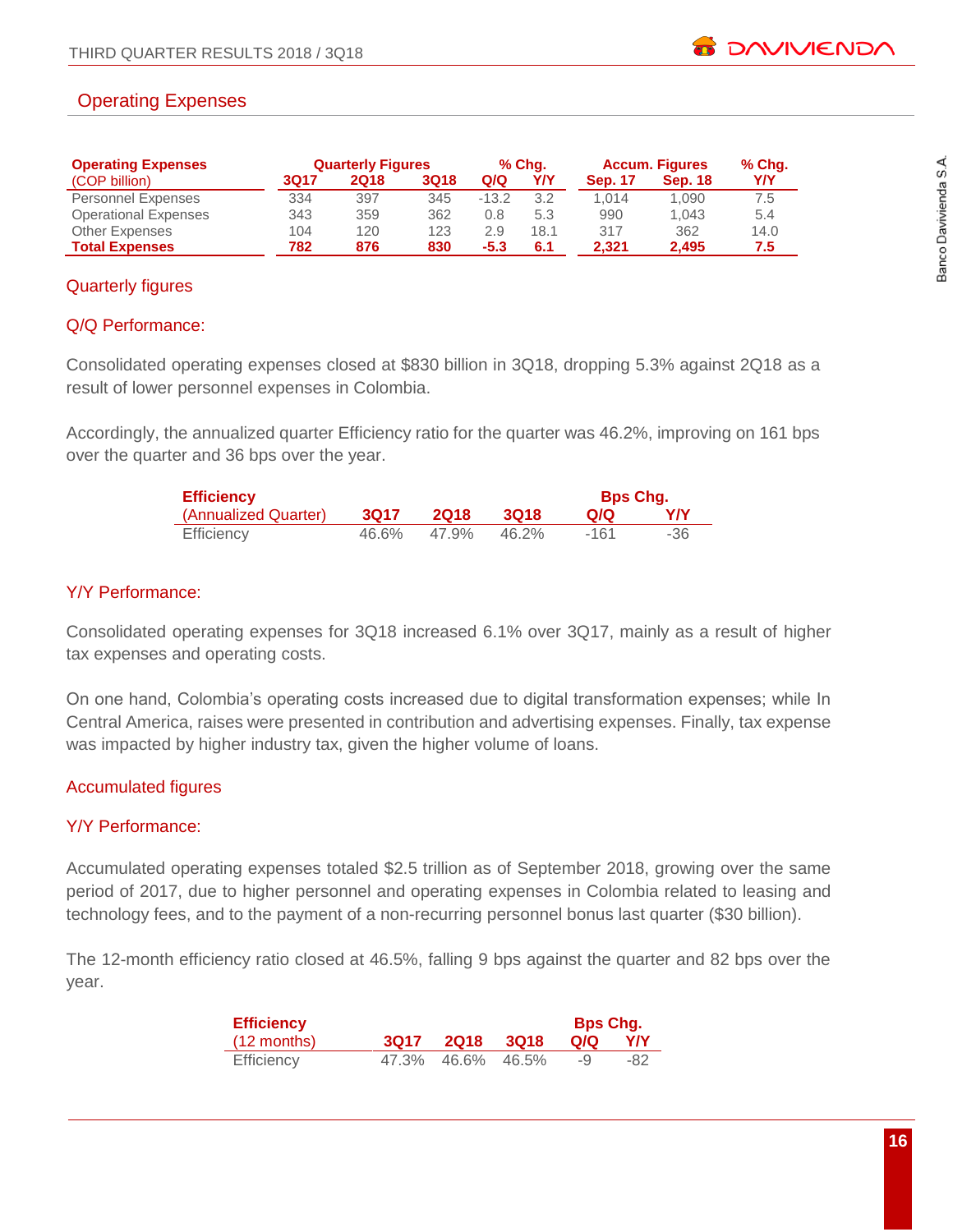## Operating Expenses

| Operating Expenses (COP billion) | Quarterly Figures 3Q17 | 2Q18 | 3Q18 | % Chg. Q/Q | Y/Y | Accum. Figures Sep. 17 | Sep. 18 | % Chg. Y/Y |
|---|---|---|---|---|---|---|---|---|
| Personnel Expenses | 334 | 397 | 345 | -13.2 | 3.2 | 1,014 | 1,090 | 7.5 |
| Operational Expenses | 343 | 359 | 362 | 0.8 | 5.3 | 990 | 1,043 | 5.4 |
| Other Expenses | 104 | 120 | 123 | 2.9 | 18.1 | 317 | 362 | 14.0 |
| **Total Expenses** | **782** | **876** | **830** | **-5.3** | **6.1** | **2,321** | **2,495** | **7.5** |

### Quarterly figures

### Q/Q Performance:

Consolidated operating expenses closed at $830 billion in 3Q18, dropping 5.3% against 2Q18 as a result of lower personnel expenses in Colombia.

Accordingly, the annualized quarter Efficiency ratio for the quarter was 46.2%, improving on 161 bps over the quarter and 36 bps over the year.

| Efficiency (Annualized Quarter) | 3Q17 | 2Q18 | 3Q18 | Bps Chg. Q/Q | Y/Y |
|---|---|---|---|---|---|
| Efficiency | 46.6% | 47.9% | 46.2% | -161 | -36 |

### Y/Y Performance:

Consolidated operating expenses for 3Q18 increased 6.1% over 3Q17, mainly as a result of higher tax expenses and operating costs.

On one hand, Colombia's operating costs increased due to digital transformation expenses; while In Central America, raises were presented in contribution and advertising expenses. Finally, tax expense was impacted by higher industry tax, given the higher volume of loans.

### Accumulated figures

### Y/Y Performance:

Accumulated operating expenses totaled $2.5 trillion as of September 2018, growing over the same period of 2017, due to higher personnel and operating expenses in Colombia related to leasing and technology fees, and to the payment of a non-recurring personnel bonus last quarter ($30 billion).

The 12-month efficiency ratio closed at 46.5%, falling 9 bps against the quarter and 82 bps over the year.

| Efficiency (12 months) | 3Q17 | 2Q18 | 3Q18 | Bps Chg. Q/Q | Y/Y |
|---|---|---|---|---|---|
| Efficiency | 47.3% | 46.6% | 46.5% | -9 | -82 |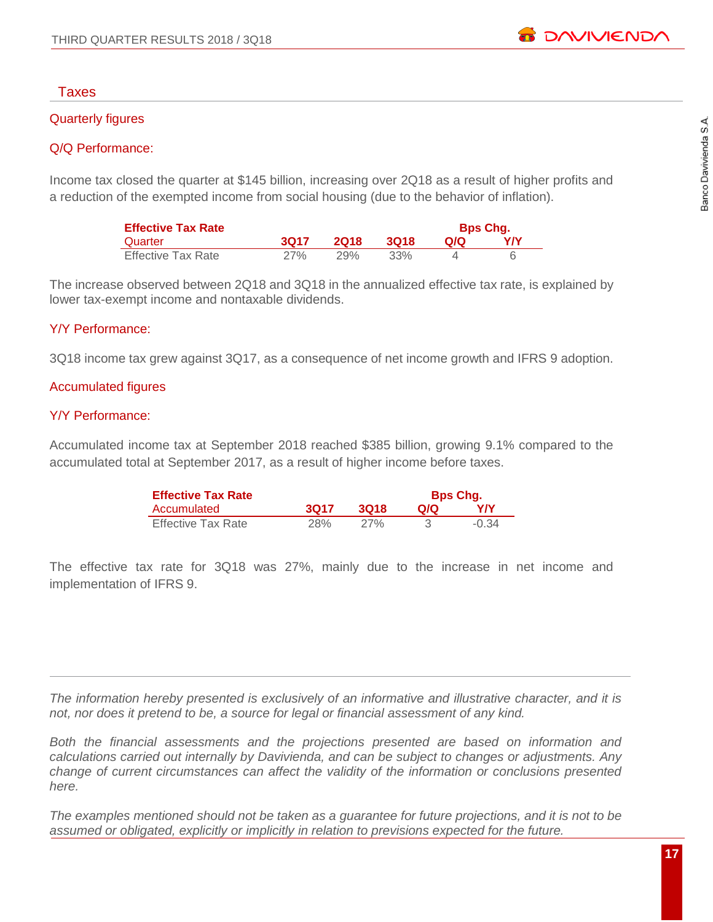## Taxes

### Quarterly figures

### Q/Q Performance:

Income tax closed the quarter at $145 billion, increasing over 2Q18 as a result of higher profits and a reduction of the exempted income from social housing (due to the behavior of inflation).

| **Effective Tax Rate** | | | | **Bps Chg.** | |
|---|---|---|---|---|---|
| Quarter | **3Q17** | **2Q18** | **3Q18** | **Q/Q** | **Y/Y** |
| Effective Tax Rate | 27% | 29% | 33% | 4 | 6 |

The increase observed between 2Q18 and 3Q18 in the annualized effective tax rate, is explained by lower tax-exempt income and nontaxable dividends.

### Y/Y Performance:

3Q18 income tax grew against 3Q17, as a consequence of net income growth and IFRS 9 adoption.

### Accumulated figures

### Y/Y Performance:

Accumulated income tax at September 2018 reached $385 billion, growing 9.1% compared to the accumulated total at September 2017, as a result of higher income before taxes.

| **Effective Tax Rate** | | | **Bps Chg.** | |
|---|---|---|---|---|
| Accumulated | **3Q17** | **3Q18** | **Q/Q** | **Y/Y** |
| Effective Tax Rate | 28% | 27% | 3 | -0.34 |

The effective tax rate for 3Q18 was 27%, mainly due to the increase in net income and implementation of IFRS 9.

---

*The information hereby presented is exclusively of an informative and illustrative character, and it is not, nor does it pretend to be, a source for legal or financial assessment of any kind.*

*Both the financial assessments and the projections presented are based on information and calculations carried out internally by Davivienda, and can be subject to changes or adjustments. Any change of current circumstances can affect the validity of the information or conclusions presented here.*

*The examples mentioned should not be taken as a guarantee for future projections, and it is not to be assumed or obligated, explicitly or implicitly in relation to previsions expected for the future.*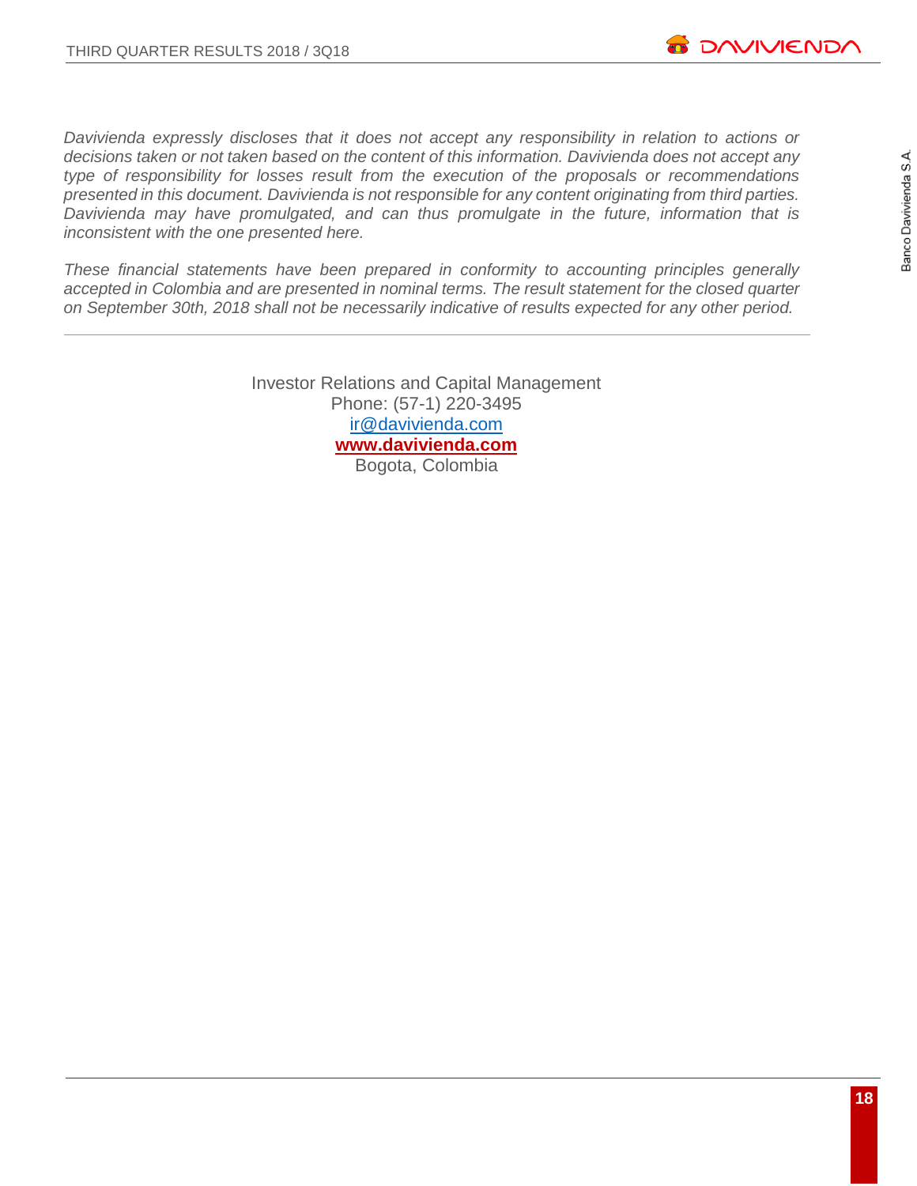*Davivienda expressly discloses that it does not accept any responsibility in relation to actions or decisions taken or not taken based on the content of this information. Davivienda does not accept any type of responsibility for losses result from the execution of the proposals or recommendations presented in this document. Davivienda is not responsible for any content originating from third parties. Davivienda may have promulgated, and can thus promulgate in the future, information that is inconsistent with the one presented here.*

*These financial statements have been prepared in conformity to accounting principles generally accepted in Colombia and are presented in nominal terms. The result statement for the closed quarter on September 30th, 2018 shall not be necessarily indicative of results expected for any other period.*

---

Investor Relations and Capital Management
Phone: (57-1) 220-3495
ir@davivienda.com
**www.davivienda.com**
Bogota, Colombia